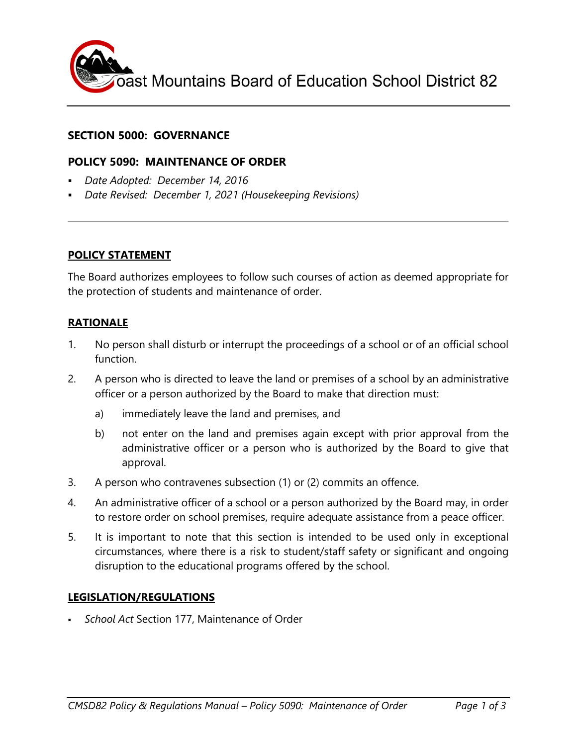Coast Mountains Board of Education School District 82

## SECTION 5000: GOVERNANCE

## POLICY 5090: MAINTENANCE OF ORDER

- *Date Adopted: December 14, 2016*
- *Date Revised: December 1, 2021 (Housekeeping Revisions)*

---

### POLICY STATEMENT

The Board authorizes employees to follow such courses of action as deemed appropriate for the protection of students and maintenance of order.

### RATIONALE

1. No person shall disturb or interrupt the proceedings of a school or of an official school function.
2. A person who is directed to leave the land or premises of a school by an administrative officer or a person authorized by the Board to make that direction must:
   - a) immediately leave the land and premises, and
   - b) not enter on the land and premises again except with prior approval from the administrative officer or a person who is authorized by the Board to give that approval.
3. A person who contravenes subsection (1) or (2) commits an offence.
4. An administrative officer of a school or a person authorized by the Board may, in order to restore order on school premises, require adequate assistance from a peace officer.
5. It is important to note that this section is intended to be used only in exceptional circumstances, where there is a risk to student/staff safety or significant and ongoing disruption to the educational programs offered by the school.

### LEGISLATION/REGULATIONS

- *School Act* Section 177, Maintenance of Order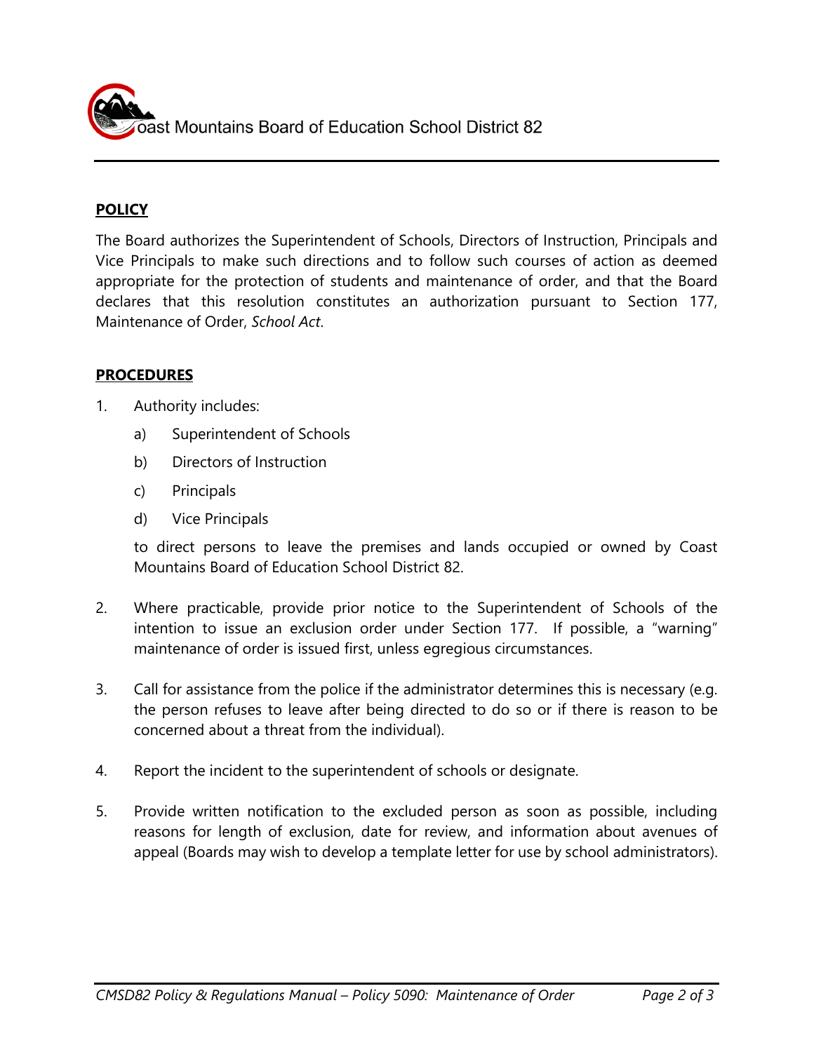**POLICY**

The Board authorizes the Superintendent of Schools, Directors of Instruction, Principals and Vice Principals to make such directions and to follow such courses of action as deemed appropriate for the protection of students and maintenance of order, and that the Board declares that this resolution constitutes an authorization pursuant to Section 177, Maintenance of Order, *School Act*.

**PROCEDURES**

1. Authority includes:
   a) Superintendent of Schools
   b) Directors of Instruction
   c) Principals
   d) Vice Principals

   to direct persons to leave the premises and lands occupied or owned by Coast Mountains Board of Education School District 82.

2. Where practicable, provide prior notice to the Superintendent of Schools of the intention to issue an exclusion order under Section 177. If possible, a "warning" maintenance of order is issued first, unless egregious circumstances.

3. Call for assistance from the police if the administrator determines this is necessary (e.g. the person refuses to leave after being directed to do so or if there is reason to be concerned about a threat from the individual).

4. Report the incident to the superintendent of schools or designate.

5. Provide written notification to the excluded person as soon as possible, including reasons for length of exclusion, date for review, and information about avenues of appeal (Boards may wish to develop a template letter for use by school administrators).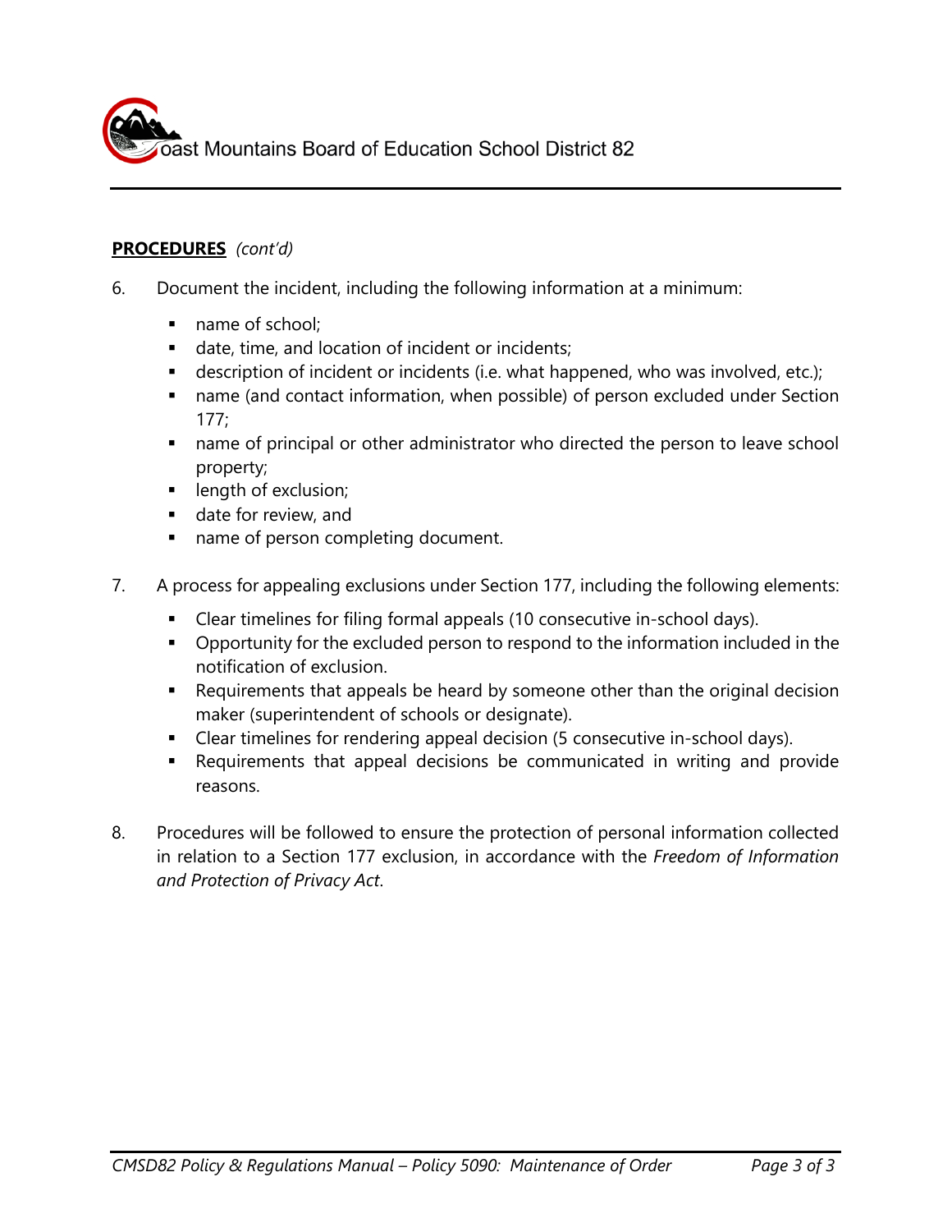**PROCEDURES** *(cont'd)*

6. Document the incident, including the following information at a minimum:

   - name of school;
   - date, time, and location of incident or incidents;
   - description of incident or incidents (i.e. what happened, who was involved, etc.);
   - name (and contact information, when possible) of person excluded under Section 177;
   - name of principal or other administrator who directed the person to leave school property;
   - length of exclusion;
   - date for review, and
   - name of person completing document.

7. A process for appealing exclusions under Section 177, including the following elements:

   - Clear timelines for filing formal appeals (10 consecutive in-school days).
   - Opportunity for the excluded person to respond to the information included in the notification of exclusion.
   - Requirements that appeals be heard by someone other than the original decision maker (superintendent of schools or designate).
   - Clear timelines for rendering appeal decision (5 consecutive in-school days).
   - Requirements that appeal decisions be communicated in writing and provide reasons.

8. Procedures will be followed to ensure the protection of personal information collected in relation to a Section 177 exclusion, in accordance with the *Freedom of Information and Protection of Privacy Act*.